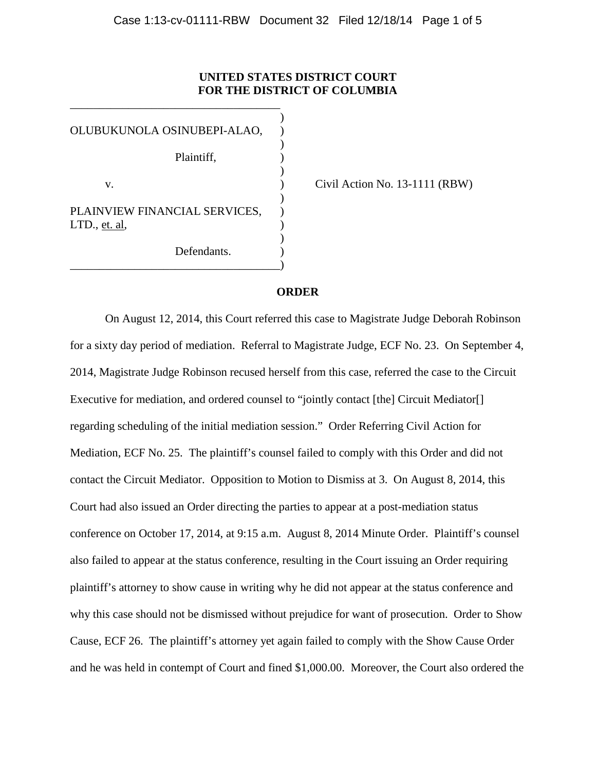**UNITED STATES DISTRICT COURT**
**FOR THE DISTRICT OF COLUMBIA**

OLUBUKUNOLA OSINUBEPI-ALAO,

Plaintiff,

v.

PLAINVIEW FINANCIAL SERVICES, LTD., et. al,

Defendants.

Civil Action No. 13-1111 (RBW)

**ORDER**

On August 12, 2014, this Court referred this case to Magistrate Judge Deborah Robinson for a sixty day period of mediation. Referral to Magistrate Judge, ECF No. 23. On September 4, 2014, Magistrate Judge Robinson recused herself from this case, referred the case to the Circuit Executive for mediation, and ordered counsel to "jointly contact [the] Circuit Mediator[] regarding scheduling of the initial mediation session." Order Referring Civil Action for Mediation, ECF No. 25. The plaintiff's counsel failed to comply with this Order and did not contact the Circuit Mediator. Opposition to Motion to Dismiss at 3. On August 8, 2014, this Court had also issued an Order directing the parties to appear at a post-mediation status conference on October 17, 2014, at 9:15 a.m. August 8, 2014 Minute Order. Plaintiff's counsel also failed to appear at the status conference, resulting in the Court issuing an Order requiring plaintiff's attorney to show cause in writing why he did not appear at the status conference and why this case should not be dismissed without prejudice for want of prosecution. Order to Show Cause, ECF 26. The plaintiff's attorney yet again failed to comply with the Show Cause Order and he was held in contempt of Court and fined $1,000.00. Moreover, the Court also ordered the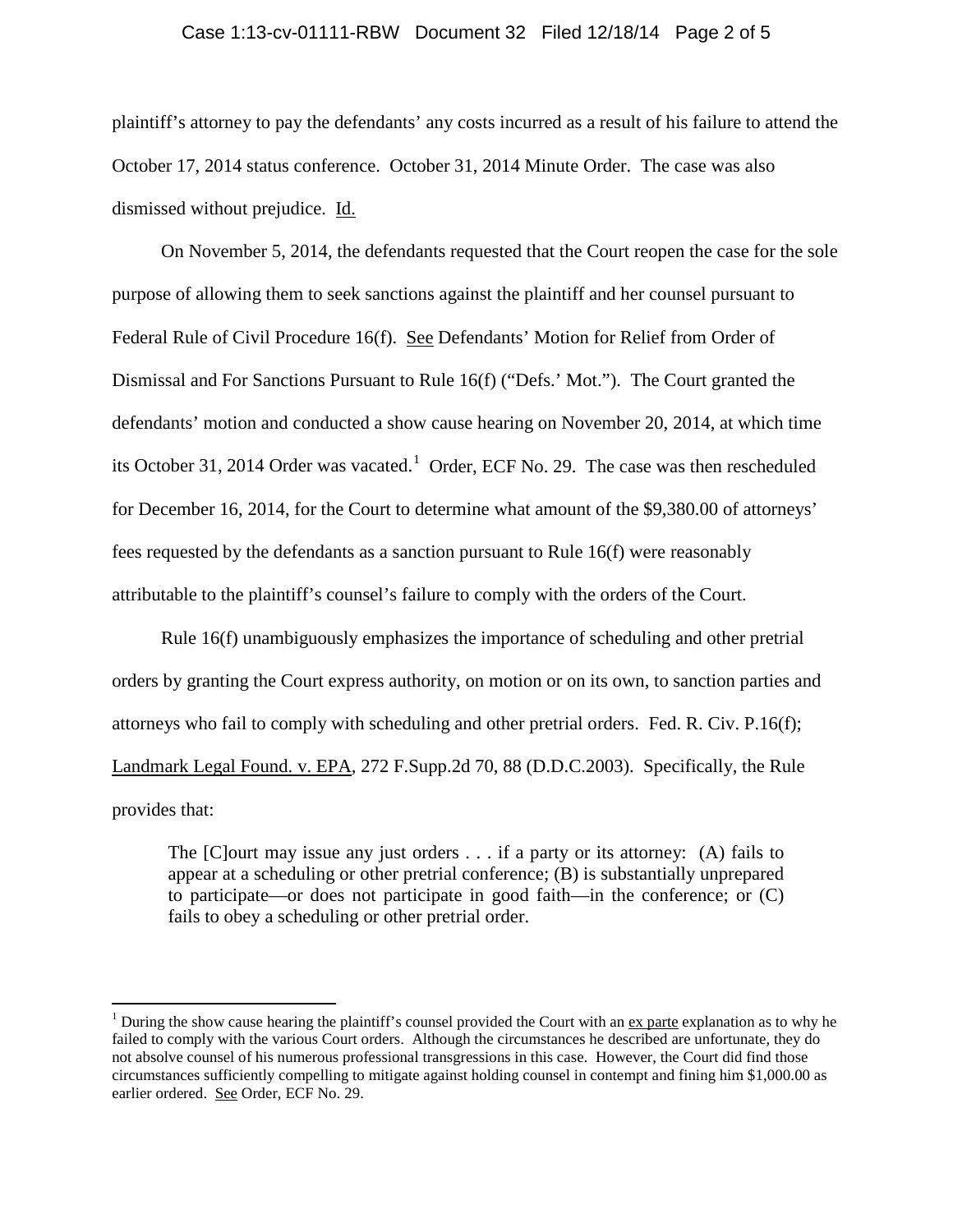plaintiff's attorney to pay the defendants' any costs incurred as a result of his failure to attend the October 17, 2014 status conference. October 31, 2014 Minute Order. The case was also dismissed without prejudice. Id.

On November 5, 2014, the defendants requested that the Court reopen the case for the sole purpose of allowing them to seek sanctions against the plaintiff and her counsel pursuant to Federal Rule of Civil Procedure 16(f). See Defendants' Motion for Relief from Order of Dismissal and For Sanctions Pursuant to Rule 16(f) ("Defs.' Mot."). The Court granted the defendants' motion and conducted a show cause hearing on November 20, 2014, at which time its October 31, 2014 Order was vacated.[1] Order, ECF No. 29. The case was then rescheduled for December 16, 2014, for the Court to determine what amount of the $9,380.00 of attorneys' fees requested by the defendants as a sanction pursuant to Rule 16(f) were reasonably attributable to the plaintiff's counsel's failure to comply with the orders of the Court.

Rule 16(f) unambiguously emphasizes the importance of scheduling and other pretrial orders by granting the Court express authority, on motion or on its own, to sanction parties and attorneys who fail to comply with scheduling and other pretrial orders. Fed. R. Civ. P.16(f); Landmark Legal Found. v. EPA, 272 F.Supp.2d 70, 88 (D.D.C.2003). Specifically, the Rule provides that:

> The [C]ourt may issue any just orders . . . if a party or its attorney: (A) fails to appear at a scheduling or other pretrial conference; (B) is substantially unprepared to participate—or does not participate in good faith—in the conference; or (C) fails to obey a scheduling or other pretrial order.

[1] During the show cause hearing the plaintiff's counsel provided the Court with an ex parte explanation as to why he failed to comply with the various Court orders. Although the circumstances he described are unfortunate, they do not absolve counsel of his numerous professional transgressions in this case. However, the Court did find those circumstances sufficiently compelling to mitigate against holding counsel in contempt and fining him $1,000.00 as earlier ordered. See Order, ECF No. 29.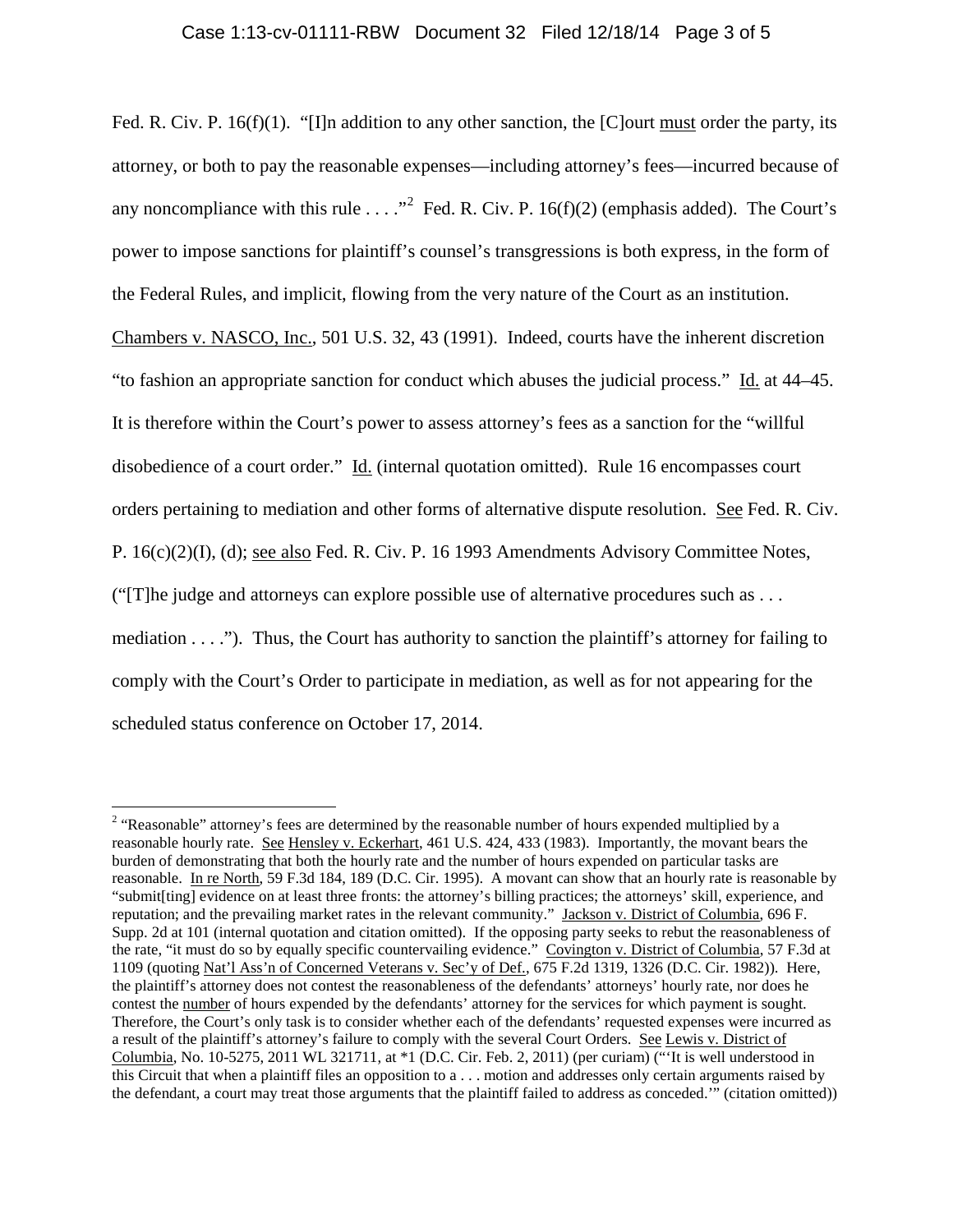Fed. R. Civ. P. 16(f)(1). "[I]n addition to any other sanction, the [C]ourt must order the party, its attorney, or both to pay the reasonable expenses—including attorney's fees—incurred because of any noncompliance with this rule . . . ."[2] Fed. R. Civ. P. 16(f)(2) (emphasis added). The Court's power to impose sanctions for plaintiff's counsel's transgressions is both express, in the form of the Federal Rules, and implicit, flowing from the very nature of the Court as an institution. Chambers v. NASCO, Inc., 501 U.S. 32, 43 (1991). Indeed, courts have the inherent discretion "to fashion an appropriate sanction for conduct which abuses the judicial process." Id. at 44–45. It is therefore within the Court's power to assess attorney's fees as a sanction for the "willful disobedience of a court order." Id. (internal quotation omitted). Rule 16 encompasses court orders pertaining to mediation and other forms of alternative dispute resolution. See Fed. R. Civ. P. 16(c)(2)(I), (d); see also Fed. R. Civ. P. 16 1993 Amendments Advisory Committee Notes, ("[T]he judge and attorneys can explore possible use of alternative procedures such as . . . mediation . . . ."). Thus, the Court has authority to sanction the plaintiff's attorney for failing to comply with the Court's Order to participate in mediation, as well as for not appearing for the scheduled status conference on October 17, 2014.

---

[2] "Reasonable" attorney's fees are determined by the reasonable number of hours expended multiplied by a reasonable hourly rate. See Hensley v. Eckerhart, 461 U.S. 424, 433 (1983). Importantly, the movant bears the burden of demonstrating that both the hourly rate and the number of hours expended on particular tasks are reasonable. In re North, 59 F.3d 184, 189 (D.C. Cir. 1995). A movant can show that an hourly rate is reasonable by "submit[ting] evidence on at least three fronts: the attorney's billing practices; the attorneys' skill, experience, and reputation; and the prevailing market rates in the relevant community." Jackson v. District of Columbia, 696 F. Supp. 2d at 101 (internal quotation and citation omitted). If the opposing party seeks to rebut the reasonableness of the rate, "it must do so by equally specific countervailing evidence." Covington v. District of Columbia, 57 F.3d at 1109 (quoting Nat'l Ass'n of Concerned Veterans v. Sec'y of Def., 675 F.2d 1319, 1326 (D.C. Cir. 1982)). Here, the plaintiff's attorney does not contest the reasonableness of the defendants' attorneys' hourly rate, nor does he contest the number of hours expended by the defendants' attorney for the services for which payment is sought. Therefore, the Court's only task is to consider whether each of the defendants' requested expenses were incurred as a result of the plaintiff's attorney's failure to comply with the several Court Orders. See Lewis v. District of Columbia, No. 10-5275, 2011 WL 321711, at *1 (D.C. Cir. Feb. 2, 2011) (per curiam) ("'It is well understood in this Circuit that when a plaintiff files an opposition to a . . . motion and addresses only certain arguments raised by the defendant, a court may treat those arguments that the plaintiff failed to address as conceded.'" (citation omitted))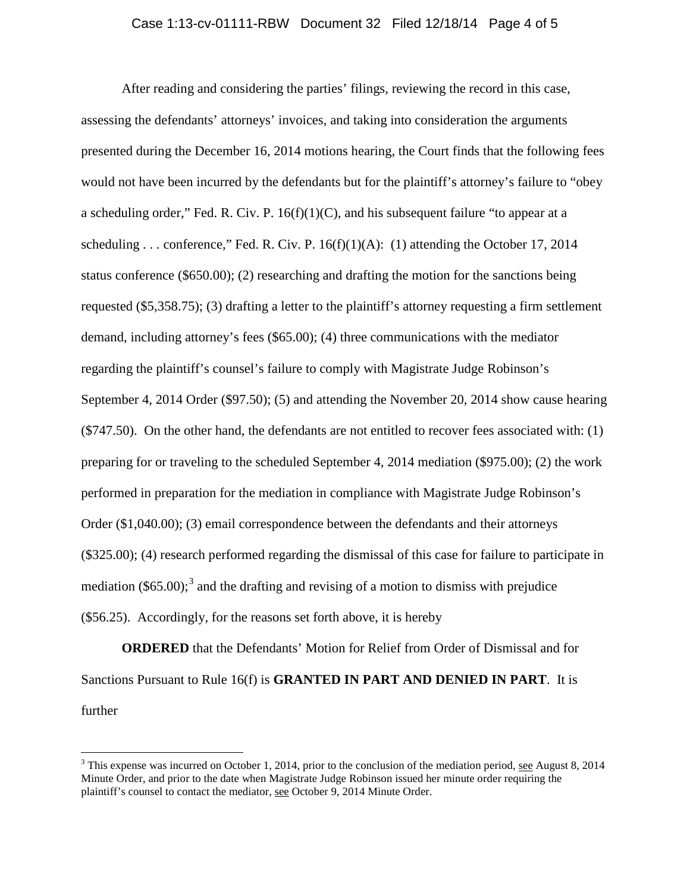After reading and considering the parties' filings, reviewing the record in this case, assessing the defendants' attorneys' invoices, and taking into consideration the arguments presented during the December 16, 2014 motions hearing, the Court finds that the following fees would not have been incurred by the defendants but for the plaintiff's attorney's failure to "obey a scheduling order," Fed. R. Civ. P. 16(f)(1)(C), and his subsequent failure "to appear at a scheduling . . . conference," Fed. R. Civ. P. 16(f)(1)(A): (1) attending the October 17, 2014 status conference ($650.00); (2) researching and drafting the motion for the sanctions being requested ($5,358.75); (3) drafting a letter to the plaintiff's attorney requesting a firm settlement demand, including attorney's fees ($65.00); (4) three communications with the mediator regarding the plaintiff's counsel's failure to comply with Magistrate Judge Robinson's September 4, 2014 Order ($97.50); (5) and attending the November 20, 2014 show cause hearing ($747.50). On the other hand, the defendants are not entitled to recover fees associated with: (1) preparing for or traveling to the scheduled September 4, 2014 mediation ($975.00); (2) the work performed in preparation for the mediation in compliance with Magistrate Judge Robinson's Order ($1,040.00); (3) email correspondence between the defendants and their attorneys ($325.00); (4) research performed regarding the dismissal of this case for failure to participate in mediation ($65.00);[3] and the drafting and revising of a motion to dismiss with prejudice ($56.25). Accordingly, for the reasons set forth above, it is hereby

**ORDERED** that the Defendants' Motion for Relief from Order of Dismissal and for Sanctions Pursuant to Rule 16(f) is **GRANTED IN PART AND DENIED IN PART**. It is further

---

[3] This expense was incurred on October 1, 2014, prior to the conclusion of the mediation period, see August 8, 2014 Minute Order, and prior to the date when Magistrate Judge Robinson issued her minute order requiring the plaintiff's counsel to contact the mediator, see October 9, 2014 Minute Order.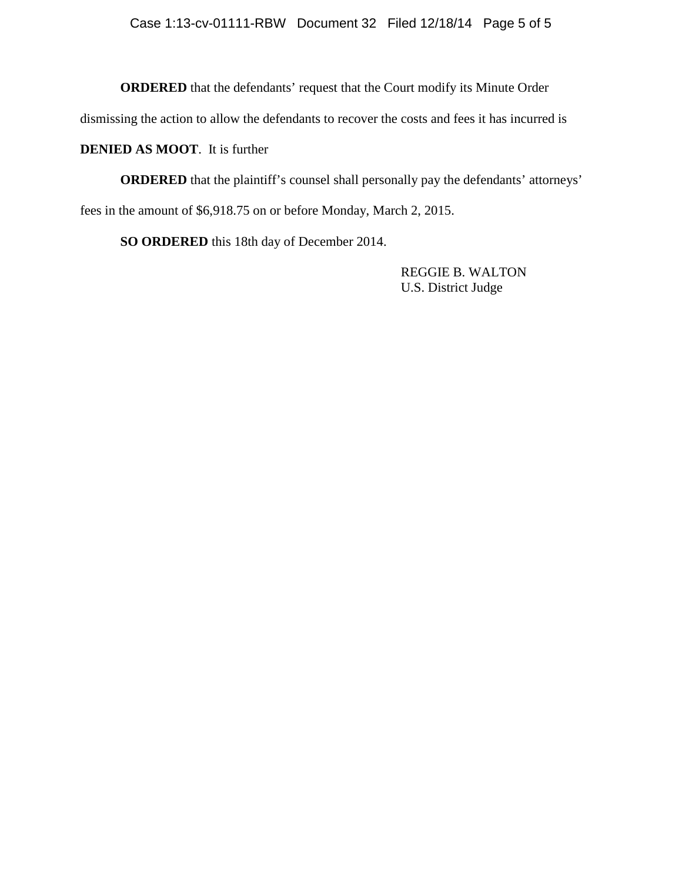**ORDERED** that the defendants' request that the Court modify its Minute Order dismissing the action to allow the defendants to recover the costs and fees it has incurred is **DENIED AS MOOT**. It is further

**ORDERED** that the plaintiff's counsel shall personally pay the defendants' attorneys' fees in the amount of $6,918.75 on or before Monday, March 2, 2015.

**SO ORDERED** this 18th day of December 2014.

REGGIE B. WALTON
U.S. District Judge